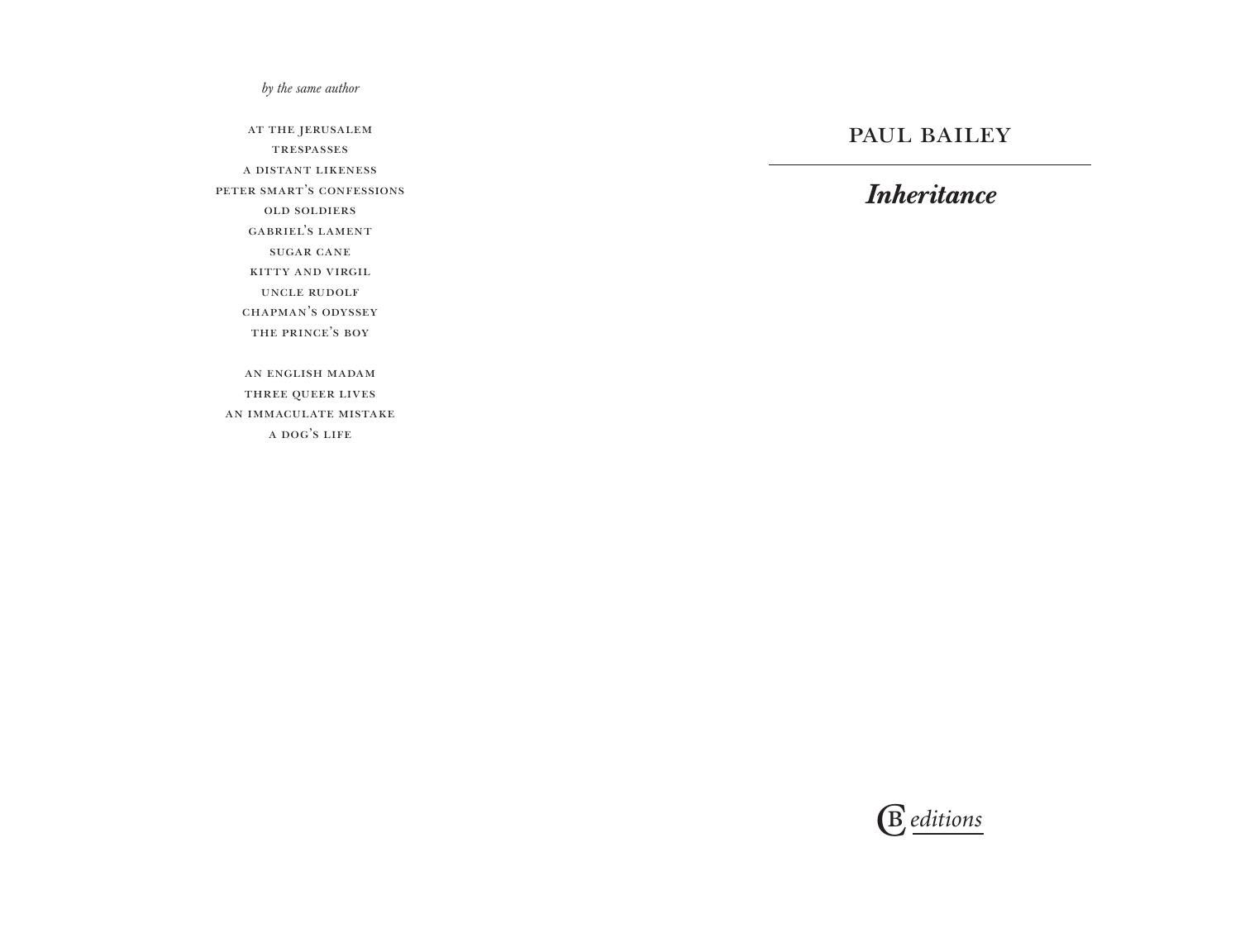*by the same author*

AT THE JERUSALEM
TRESPASSES
A DISTANT LIKENESS
PETER SMART'S CONFESSIONS
OLD SOLDIERS
GABRIEL'S LAMENT
SUGAR CANE
KITTY AND VIRGIL
UNCLE RUDOLF
CHAPMAN'S ODYSSEY
THE PRINCE'S BOY

AN ENGLISH MADAM
THREE QUEER LIVES
AN IMMACULATE MISTAKE
A DOG'S LIFE

PAUL BAILEY

---

# *Inheritance*

CB *editions*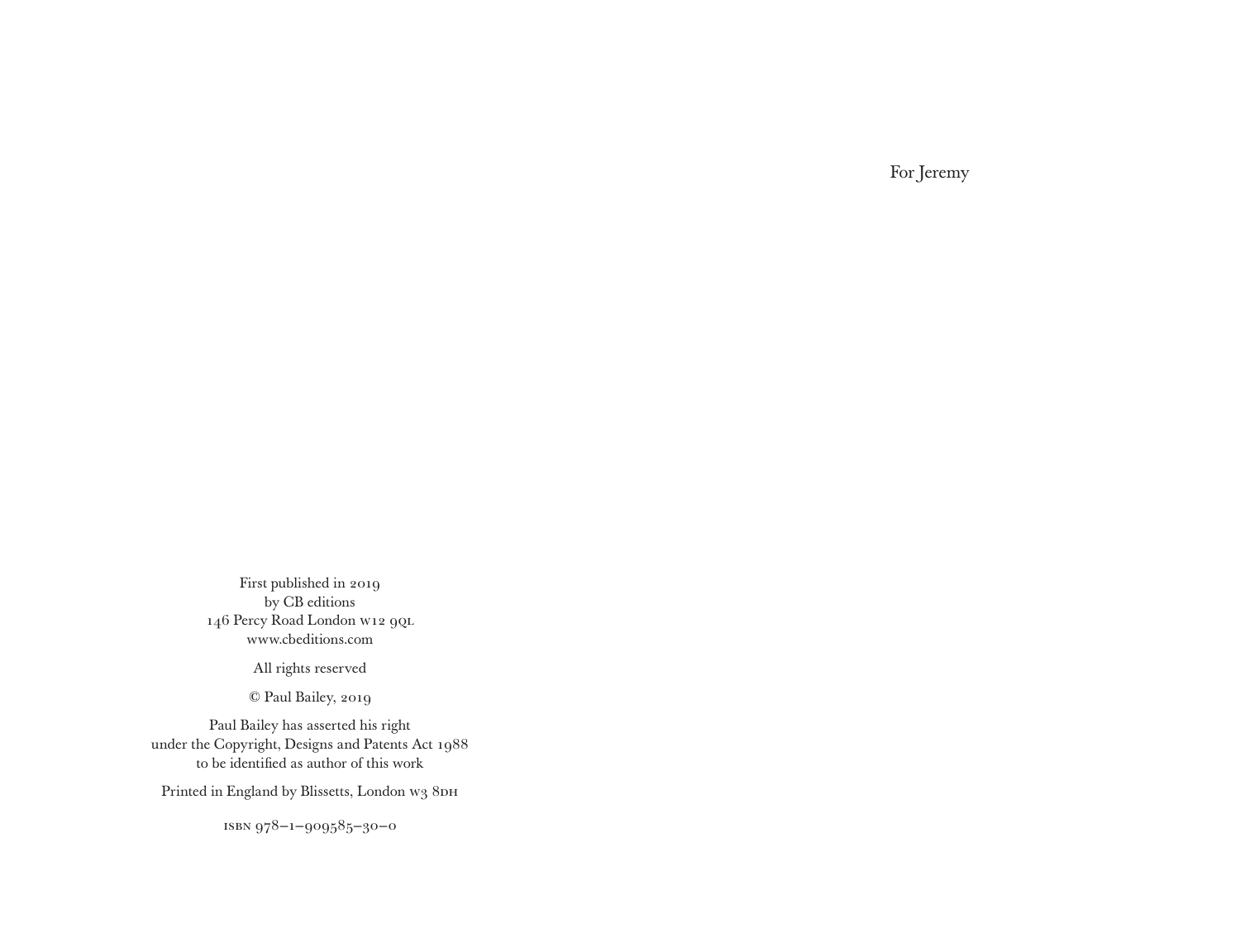First published in 2019
by CB editions
146 Percy Road London W12 9QL
www.cbeditions.com

All rights reserved

© Paul Bailey, 2019

Paul Bailey has asserted his right
under the Copyright, Designs and Patents Act 1988
to be identified as author of this work

Printed in England by Blissetts, London W3 8DH

ISBN 978–1–909585–30–0

For Jeremy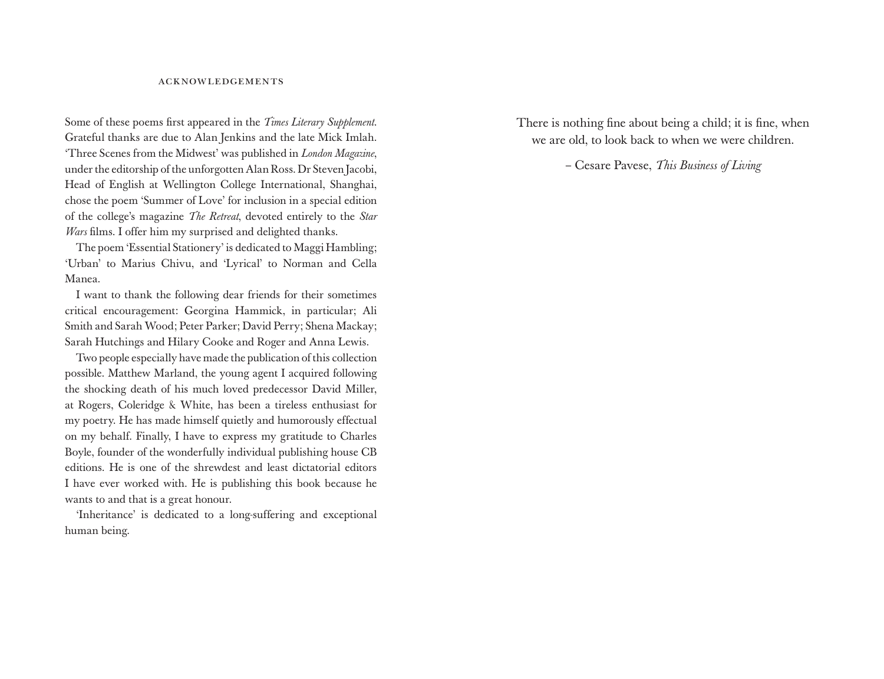# ACKNOWLEDGEMENTS

Some of these poems first appeared in the *Times Literary Supplement*. Grateful thanks are due to Alan Jenkins and the late Mick Imlah. 'Three Scenes from the Midwest' was published in *London Magazine*, under the editorship of the unforgotten Alan Ross. Dr Steven Jacobi, Head of English at Wellington College International, Shanghai, chose the poem 'Summer of Love' for inclusion in a special edition of the college's magazine *The Retreat*, devoted entirely to the *Star Wars* films. I offer him my surprised and delighted thanks.

The poem 'Essential Stationery' is dedicated to Maggi Hambling; 'Urban' to Marius Chivu, and 'Lyrical' to Norman and Cella Manea.

I want to thank the following dear friends for their sometimes critical encouragement: Georgina Hammick, in particular; Ali Smith and Sarah Wood; Peter Parker; David Perry; Shena Mackay; Sarah Hutchings and Hilary Cooke and Roger and Anna Lewis.

Two people especially have made the publication of this collection possible. Matthew Marland, the young agent I acquired following the shocking death of his much loved predecessor David Miller, at Rogers, Coleridge & White, has been a tireless enthusiast for my poetry. He has made himself quietly and humorously effectual on my behalf. Finally, I have to express my gratitude to Charles Boyle, founder of the wonderfully individual publishing house CB editions. He is one of the shrewdest and least dictatorial editors I have ever worked with. He is publishing this book because he wants to and that is a great honour.

'Inheritance' is dedicated to a long-suffering and exceptional human being.

There is nothing fine about being a child; it is fine, when we are old, to look back to when we were children.

– Cesare Pavese, *This Business of Living*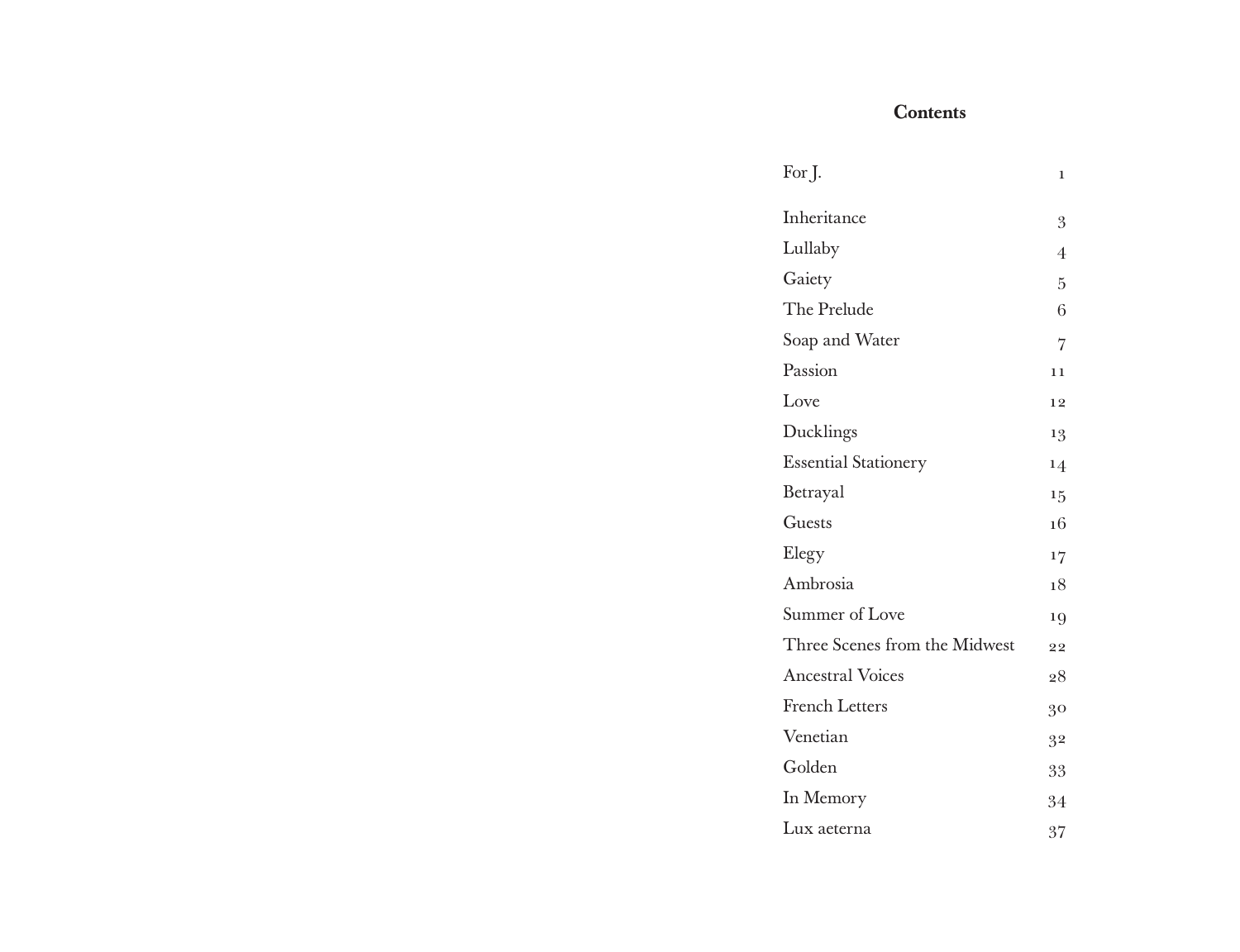# Contents

| | |
|---|---|
| For J. | 1 |
| Inheritance | 3 |
| Lullaby | 4 |
| Gaiety | 5 |
| The Prelude | 6 |
| Soap and Water | 7 |
| Passion | 11 |
| Love | 12 |
| Ducklings | 13 |
| Essential Stationery | 14 |
| Betrayal | 15 |
| Guests | 16 |
| Elegy | 17 |
| Ambrosia | 18 |
| Summer of Love | 19 |
| Three Scenes from the Midwest | 22 |
| Ancestral Voices | 28 |
| French Letters | 30 |
| Venetian | 32 |
| Golden | 33 |
| In Memory | 34 |
| Lux aeterna | 37 |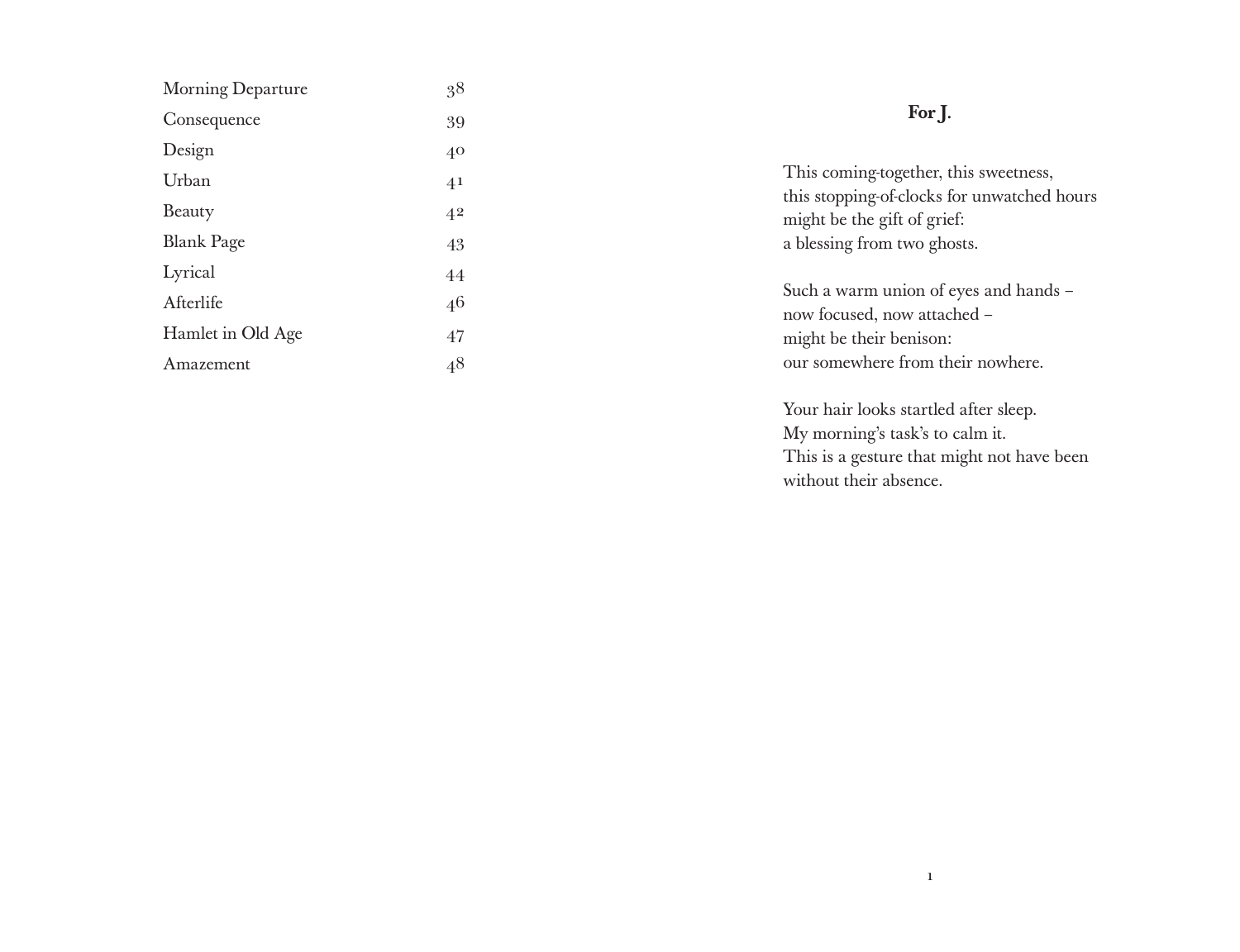| | |
|---|---|
| Morning Departure | 38 |
| Consequence | 39 |
| Design | 40 |
| Urban | 41 |
| Beauty | 42 |
| Blank Page | 43 |
| Lyrical | 44 |
| Afterlife | 46 |
| Hamlet in Old Age | 47 |
| Amazement | 48 |

## For J.

This coming-together, this sweetness,
this stopping-of-clocks for unwatched hours
might be the gift of grief:
a blessing from two ghosts.

Such a warm union of eyes and hands –
now focused, now attached –
might be their benison:
our somewhere from their nowhere.

Your hair looks startled after sleep.
My morning's task's to calm it.
This is a gesture that might not have been
without their absence.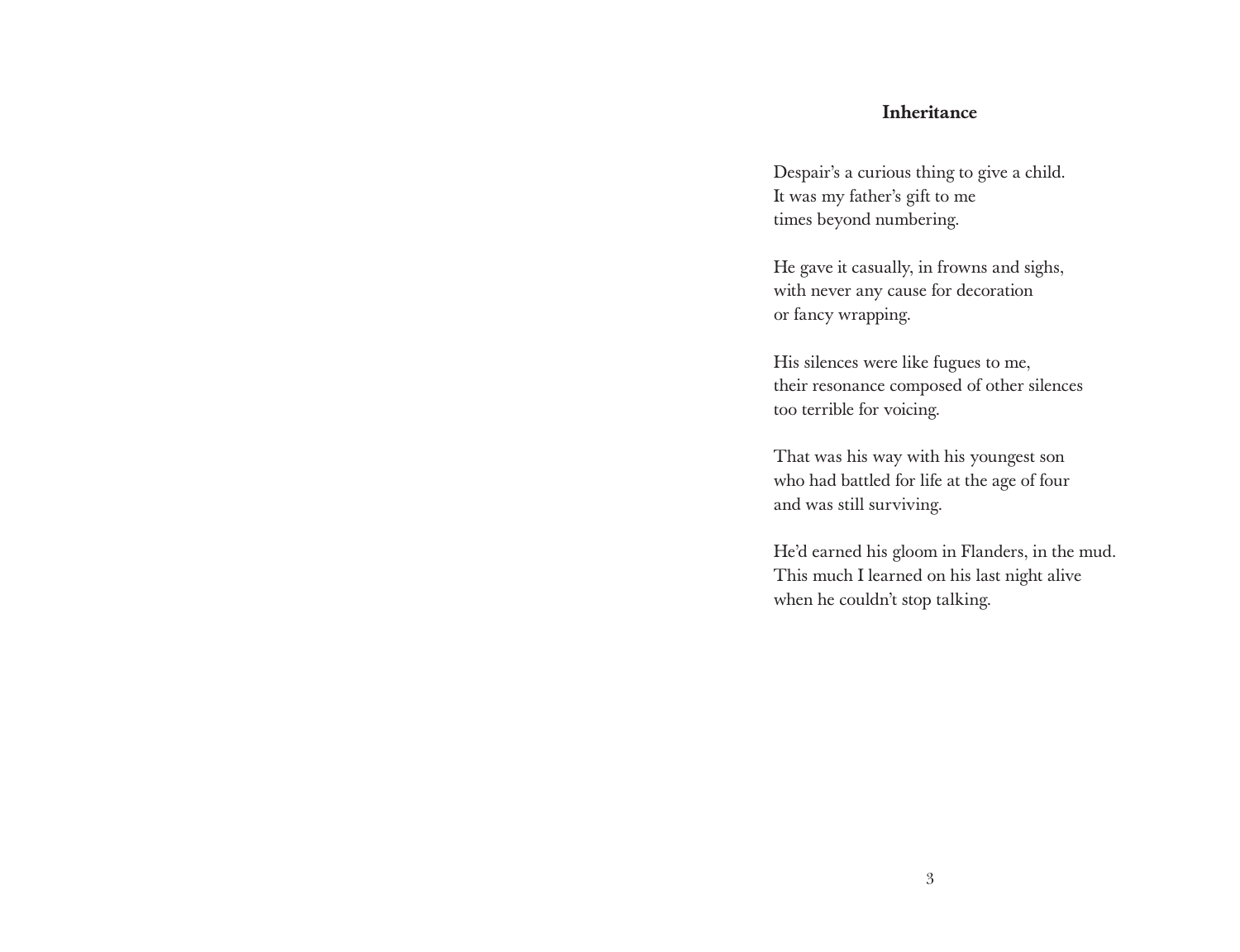## Inheritance

Despair's a curious thing to give a child.
It was my father's gift to me
times beyond numbering.

He gave it casually, in frowns and sighs,
with never any cause for decoration
or fancy wrapping.

His silences were like fugues to me,
their resonance composed of other silences
too terrible for voicing.

That was his way with his youngest son
who had battled for life at the age of four
and was still surviving.

He'd earned his gloom in Flanders, in the mud.
This much I learned on his last night alive
when he couldn't stop talking.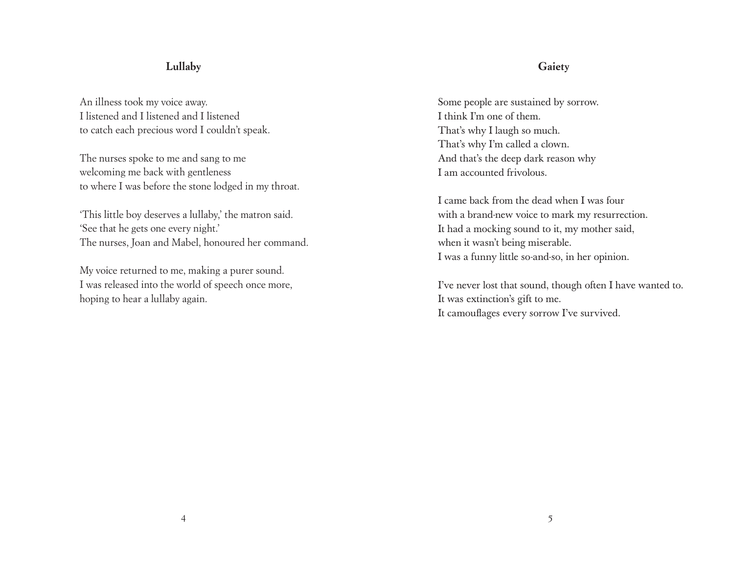## Lullaby

An illness took my voice away.
I listened and I listened and I listened
to catch each precious word I couldn't speak.

The nurses spoke to me and sang to me
welcoming me back with gentleness
to where I was before the stone lodged in my throat.

'This little boy deserves a lullaby,' the matron said.
'See that he gets one every night.'
The nurses, Joan and Mabel, honoured her command.

My voice returned to me, making a purer sound.
I was released into the world of speech once more,
hoping to hear a lullaby again.

## Gaiety

Some people are sustained by sorrow.
I think I'm one of them.
That's why I laugh so much.
That's why I'm called a clown.
And that's the deep dark reason why
I am accounted frivolous.

I came back from the dead when I was four
with a brand-new voice to mark my resurrection.
It had a mocking sound to it, my mother said,
when it wasn't being miserable.
I was a funny little so-and-so, in her opinion.

I've never lost that sound, though often I have wanted to.
It was extinction's gift to me.
It camouflages every sorrow I've survived.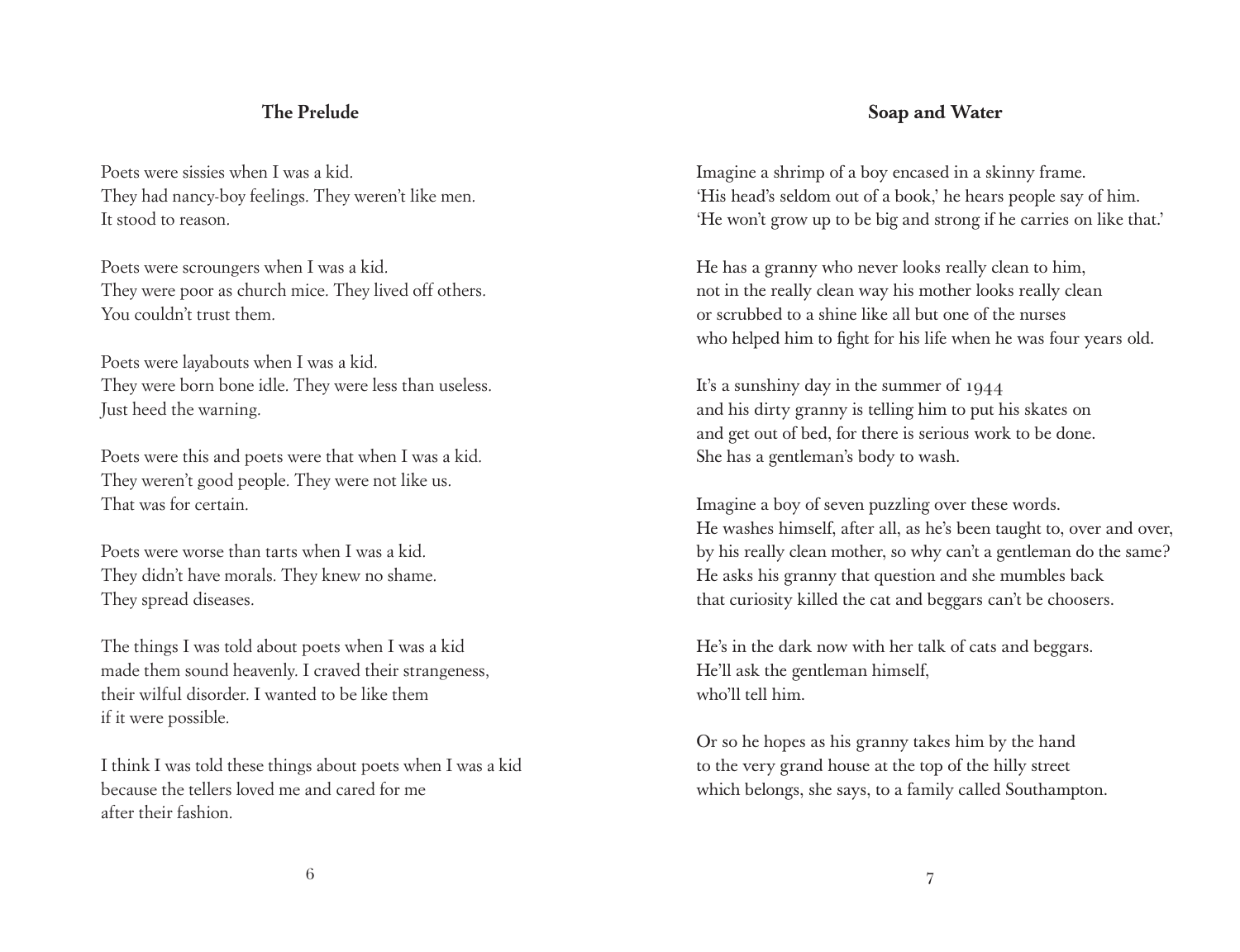## The Prelude

Poets were sissies when I was a kid.
They had nancy-boy feelings. They weren't like men.
It stood to reason.

Poets were scroungers when I was a kid.
They were poor as church mice. They lived off others.
You couldn't trust them.

Poets were layabouts when I was a kid.
They were born bone idle. They were less than useless.
Just heed the warning.

Poets were this and poets were that when I was a kid.
They weren't good people. They were not like us.
That was for certain.

Poets were worse than tarts when I was a kid.
They didn't have morals. They knew no shame.
They spread diseases.

The things I was told about poets when I was a kid
made them sound heavenly. I craved their strangeness,
their wilful disorder. I wanted to be like them
if it were possible.

I think I was told these things about poets when I was a kid
because the tellers loved me and cared for me
after their fashion.

## Soap and Water

Imagine a shrimp of a boy encased in a skinny frame.
'His head's seldom out of a book,' he hears people say of him.
'He won't grow up to be big and strong if he carries on like that.'

He has a granny who never looks really clean to him,
not in the really clean way his mother looks really clean
or scrubbed to a shine like all but one of the nurses
who helped him to fight for his life when he was four years old.

It's a sunshiny day in the summer of 1944
and his dirty granny is telling him to put his skates on
and get out of bed, for there is serious work to be done.
She has a gentleman's body to wash.

Imagine a boy of seven puzzling over these words.
He washes himself, after all, as he's been taught to, over and over,
by his really clean mother, so why can't a gentleman do the same?
He asks his granny that question and she mumbles back
that curiosity killed the cat and beggars can't be choosers.

He's in the dark now with her talk of cats and beggars.
He'll ask the gentleman himself,
who'll tell him.

Or so he hopes as his granny takes him by the hand
to the very grand house at the top of the hilly street
which belongs, she says, to a family called Southampton.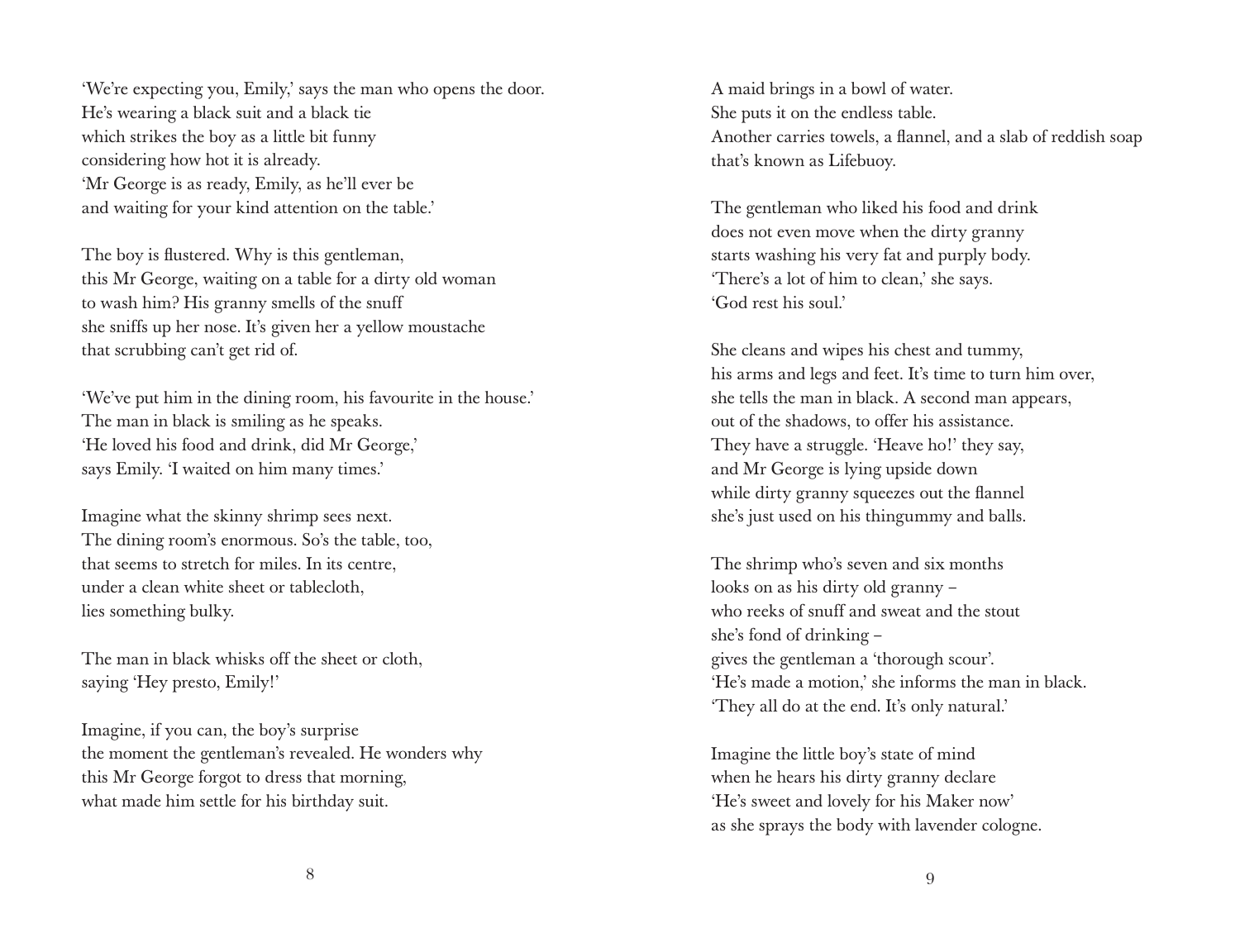'We're expecting you, Emily,' says the man who opens the door.
He's wearing a black suit and a black tie
which strikes the boy as a little bit funny
considering how hot it is already.
'Mr George is as ready, Emily, as he'll ever be
and waiting for your kind attention on the table.'

The boy is flustered. Why is this gentleman,
this Mr George, waiting on a table for a dirty old woman
to wash him? His granny smells of the snuff
she sniffs up her nose. It's given her a yellow moustache
that scrubbing can't get rid of.

'We've put him in the dining room, his favourite in the house.'
The man in black is smiling as he speaks.
'He loved his food and drink, did Mr George,'
says Emily. 'I waited on him many times.'

Imagine what the skinny shrimp sees next.
The dining room's enormous. So's the table, too,
that seems to stretch for miles. In its centre,
under a clean white sheet or tablecloth,
lies something bulky.

The man in black whisks off the sheet or cloth,
saying 'Hey presto, Emily!'

Imagine, if you can, the boy's surprise
the moment the gentleman's revealed. He wonders why
this Mr George forgot to dress that morning,
what made him settle for his birthday suit.

A maid brings in a bowl of water.
She puts it on the endless table.
Another carries towels, a flannel, and a slab of reddish soap
that's known as Lifebuoy.

The gentleman who liked his food and drink
does not even move when the dirty granny
starts washing his very fat and purply body.
'There's a lot of him to clean,' she says.
'God rest his soul.'

She cleans and wipes his chest and tummy,
his arms and legs and feet. It's time to turn him over,
she tells the man in black. A second man appears,
out of the shadows, to offer his assistance.
They have a struggle. 'Heave ho!' they say,
and Mr George is lying upside down
while dirty granny squeezes out the flannel
she's just used on his thingummy and balls.

The shrimp who's seven and six months
looks on as his dirty old granny –
who reeks of snuff and sweat and the stout
she's fond of drinking –
gives the gentleman a 'thorough scour'.
'He's made a motion,' she informs the man in black.
'They all do at the end. It's only natural.'

Imagine the little boy's state of mind
when he hears his dirty granny declare
'He's sweet and lovely for his Maker now'
as she sprays the body with lavender cologne.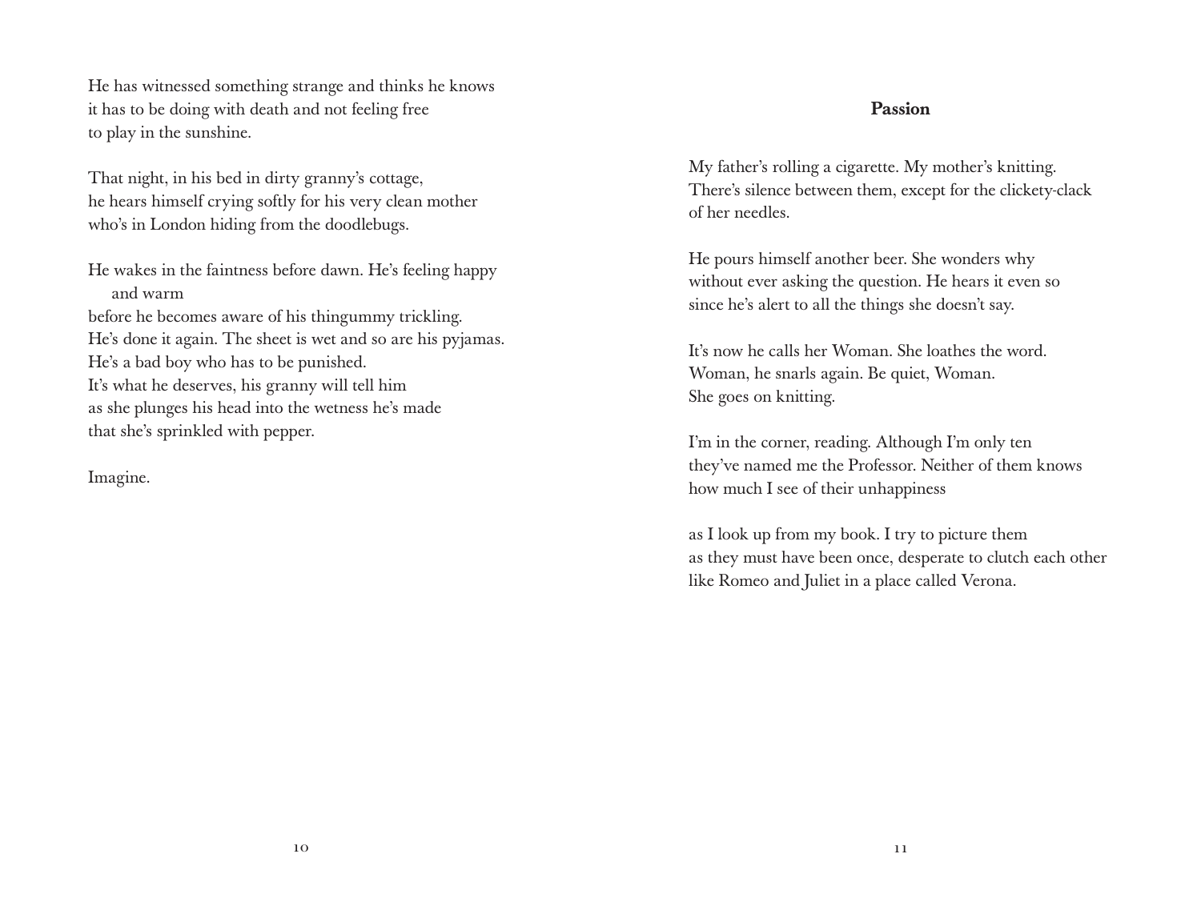He has witnessed something strange and thinks he knows
it has to be doing with death and not feeling free
to play in the sunshine.

That night, in his bed in dirty granny's cottage,
he hears himself crying softly for his very clean mother
who's in London hiding from the doodlebugs.

He wakes in the faintness before dawn. He's feeling happy
    and warm
before he becomes aware of his thingummy trickling.
He's done it again. The sheet is wet and so are his pyjamas.
He's a bad boy who has to be punished.
It's what he deserves, his granny will tell him
as she plunges his head into the wetness he's made
that she's sprinkled with pepper.

Imagine.

## Passion

My father's rolling a cigarette. My mother's knitting.
There's silence between them, except for the clickety-clack
of her needles.

He pours himself another beer. She wonders why
without ever asking the question. He hears it even so
since he's alert to all the things she doesn't say.

It's now he calls her Woman. She loathes the word.
Woman, he snarls again. Be quiet, Woman.
She goes on knitting.

I'm in the corner, reading. Although I'm only ten
they've named me the Professor. Neither of them knows
how much I see of their unhappiness

as I look up from my book. I try to picture them
as they must have been once, desperate to clutch each other
like Romeo and Juliet in a place called Verona.